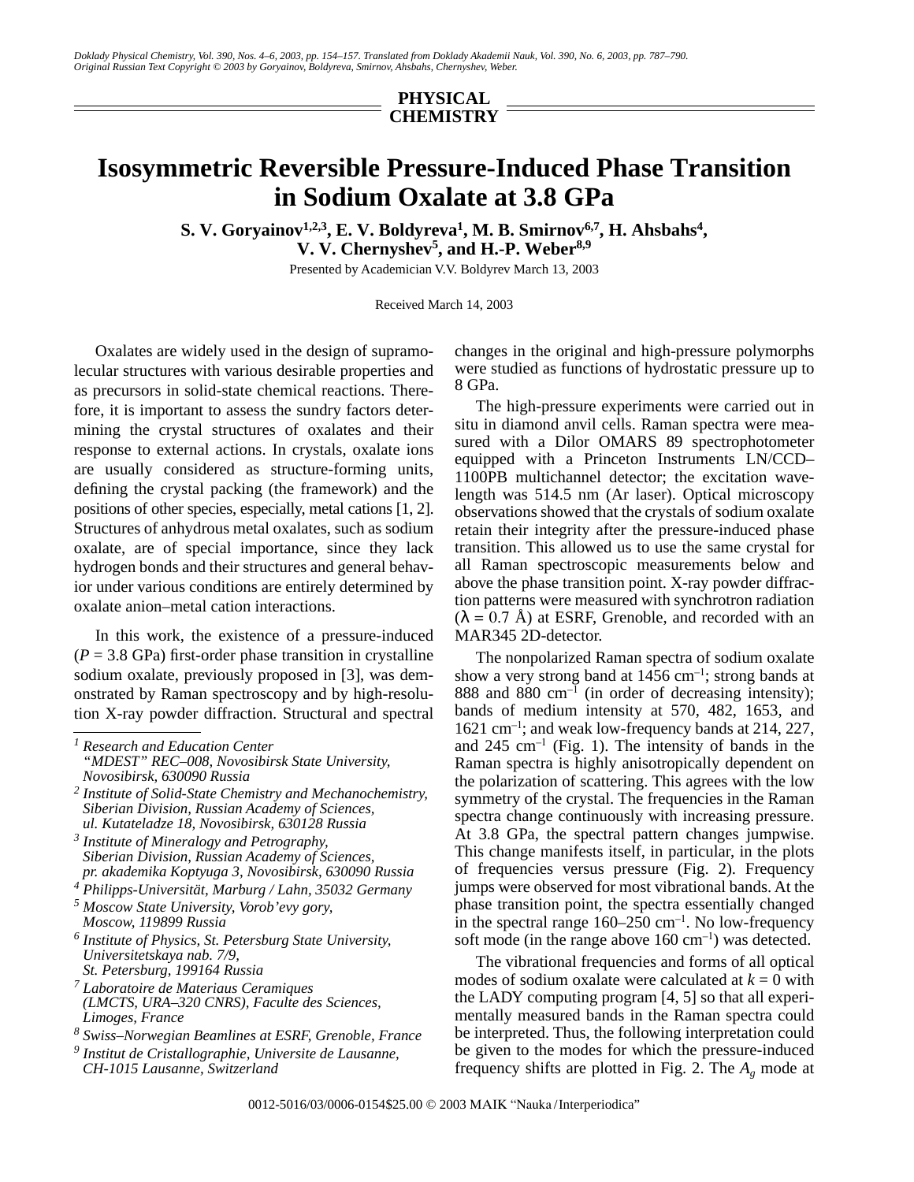PHYSICAL CHEMISTRY

# Isosymmetric Reversible Pressure-Induced Phase Transition in Sodium Oxalate at 3.8 GPa

**S. V. Goryainov[1,2,3], E. V. Boldyreva[1], M. B. Smirnov[6,7], H. Ahsbahs[4], V. V. Chernyshev[5], and H.-P. Weber[8,9]**

Presented by Academician V.V. Boldyrev March 13, 2003

Received March 14, 2003

Oxalates are widely used in the design of supramolecular structures with various desirable properties and as precursors in solid-state chemical reactions. Therefore, it is important to assess the sundry factors determining the crystal structures of oxalates and their response to external actions. In crystals, oxalate ions are usually considered as structure-forming units, defining the crystal packing (the framework) and the positions of other species, especially, metal cations [1, 2]. Structures of anhydrous metal oxalates, such as sodium oxalate, are of special importance, since they lack hydrogen bonds and their structures and general behavior under various conditions are entirely determined by oxalate anion–metal cation interactions.

In this work, the existence of a pressure-induced ($P$ = 3.8 GPa) first-order phase transition in crystalline sodium oxalate, previously proposed in [3], was demonstrated by Raman spectroscopy and by high-resolution X-ray powder diffraction. Structural and spectral changes in the original and high-pressure polymorphs were studied as functions of hydrostatic pressure up to 8 GPa.

The high-pressure experiments were carried out in situ in diamond anvil cells. Raman spectra were measured with a Dilor OMARS 89 spectrophotometer equipped with a Princeton Instruments LN/CCD–1100PB multichannel detector; the excitation wavelength was 514.5 nm (Ar laser). Optical microscopy observations showed that the crystals of sodium oxalate retain their integrity after the pressure-induced phase transition. This allowed us to use the same crystal for all Raman spectroscopic measurements below and above the phase transition point. X-ray powder diffraction patterns were measured with synchrotron radiation ($\lambda$ = 0.7 Å) at ESRF, Grenoble, and recorded with an MAR345 2D-detector.

The nonpolarized Raman spectra of sodium oxalate show a very strong band at 1456 cm$^{-1}$; strong bands at 888 and 880 cm$^{-1}$ (in order of decreasing intensity); bands of medium intensity at 570, 482, 1653, and 1621 cm$^{-1}$; and weak low-frequency bands at 214, 227, and 245 cm$^{-1}$ (Fig. 1). The intensity of bands in the Raman spectra is highly anisotropically dependent on the polarization of scattering. This agrees with the low symmetry of the crystal. The frequencies in the Raman spectra change continuously with increasing pressure. At 3.8 GPa, the spectral pattern changes jumpwise. This change manifests itself, in particular, in the plots of frequencies versus pressure (Fig. 2). Frequency jumps were observed for most vibrational bands. At the phase transition point, the spectra essentially changed in the spectral range 160–250 cm$^{-1}$. No low-frequency soft mode (in the range above 160 cm$^{-1}$) was detected.

The vibrational frequencies and forms of all optical modes of sodium oxalate were calculated at $k = 0$ with the LADY computing program [4, 5] so that all experimentally measured bands in the Raman spectra could be interpreted. Thus, the following interpretation could be given to the modes for which the pressure-induced frequency shifts are plotted in Fig. 2. The $A_g$ mode at

---

[1] Research and Education Center "MDEST" REC–008, Novosibirsk State University, Novosibirsk, 630090 Russia

[2] Institute of Solid-State Chemistry and Mechanochemistry, Siberian Division, Russian Academy of Sciences, ul. Kutateladze 18, Novosibirsk, 630128 Russia

[3] Institute of Mineralogy and Petrography, Siberian Division, Russian Academy of Sciences, pr. akademika Koptyuga 3, Novosibirsk, 630090 Russia

[4] Philipps-Universität, Marburg / Lahn, 35032 Germany

[5] Moscow State University, Vorob'evy gory, Moscow, 119899 Russia

[6] Institute of Physics, St. Petersburg State University, Universitetskaya nab. 7/9, St. Petersburg, 199164 Russia

[7] Laboratoire de Materiaus Ceramiques (LMCTS, URA–320 CNRS), Faculte des Sciences, Limoges, France

[8] Swiss–Norwegian Beamlines at ESRF, Grenoble, France

[9] Institut de Cristallographie, Universite de Lausanne, CH-1015 Lausanne, Switzerland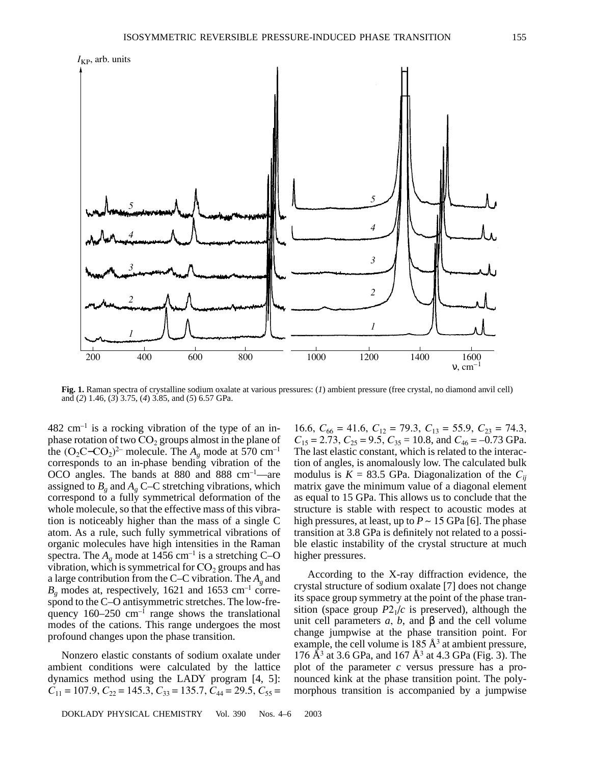**Fig. 1.** Raman spectra of crystalline sodium oxalate at various pressures: (*1*) ambient pressure (free crystal, no diamond anvil cell) and (*2*) 1.46, (*3*) 3.75, (*4*) 3.85, and (*5*) 6.57 GPa.

482 $cm^{-1}$ is a rocking vibration of the type of an in-phase rotation of two $CO_2$ groups almost in the plane of the $(O_2C\text{–}CO_2)^{2-}$ molecule. The $A_g$ mode at 570 $cm^{-1}$ corresponds to an in-phase bending vibration of the OCO angles. The bands at 880 and 888 $cm^{-1}$—are assigned to $B_g$ and $A_g$ C–C stretching vibrations, which correspond to a fully symmetrical deformation of the whole molecule, so that the effective mass of this vibration is noticeably higher than the mass of a single C atom. As a rule, such fully symmetrical vibrations of organic molecules have high intensities in the Raman spectra. The $A_g$ mode at 1456 $cm^{-1}$ is a stretching C–O vibration, which is symmetrical for $CO_2$ groups and has a large contribution from the C–C vibration. The $A_g$ and $B_g$ modes at, respectively, 1621 and 1653 $cm^{-1}$ correspond to the C–O antisymmetric stretches. The low-frequency 160–250 $cm^{-1}$ range shows the translational modes of the cations. This range undergoes the most profound changes upon the phase transition.

Nonzero elastic constants of sodium oxalate under ambient conditions were calculated by the lattice dynamics method using the LADY program [4, 5]: $C_{11}$ = 107.9, $C_{22}$ = 145.3, $C_{33}$ = 135.7, $C_{44}$ = 29.5, $C_{55}$ = 16.6, $C_{66}$ = 41.6, $C_{12}$ = 79.3, $C_{13}$ = 55.9, $C_{23}$ = 74.3, $C_{15}$ = 2.73, $C_{25}$ = 9.5, $C_{35}$ = 10.8, and $C_{46}$ = –0.73 GPa. The last elastic constant, which is related to the interaction of angles, is anomalously low. The calculated bulk modulus is $K$ = 83.5 GPa. Diagonalization of the $C_{ij}$ matrix gave the minimum value of a diagonal element as equal to 15 GPa. This allows us to conclude that the structure is stable with respect to acoustic modes at high pressures, at least, up to $P \sim 15$ GPa [6]. The phase transition at 3.8 GPa is definitely not related to a possible elastic instability of the crystal structure at much higher pressures.

According to the X-ray diffraction evidence, the crystal structure of sodium oxalate [7] does not change its space group symmetry at the point of the phase transition (space group $P2_1/c$ is preserved), although the unit cell parameters $a$, $b$, and β and the cell volume change jumpwise at the phase transition point. For example, the cell volume is 185 Å$^3$ at ambient pressure, 176 Å$^3$ at 3.6 GPa, and 167 Å$^3$ at 4.3 GPa (Fig. 3). The plot of the parameter $c$ versus pressure has a pronounced kink at the phase transition point. The polymorphous transition is accompanied by a jumpwise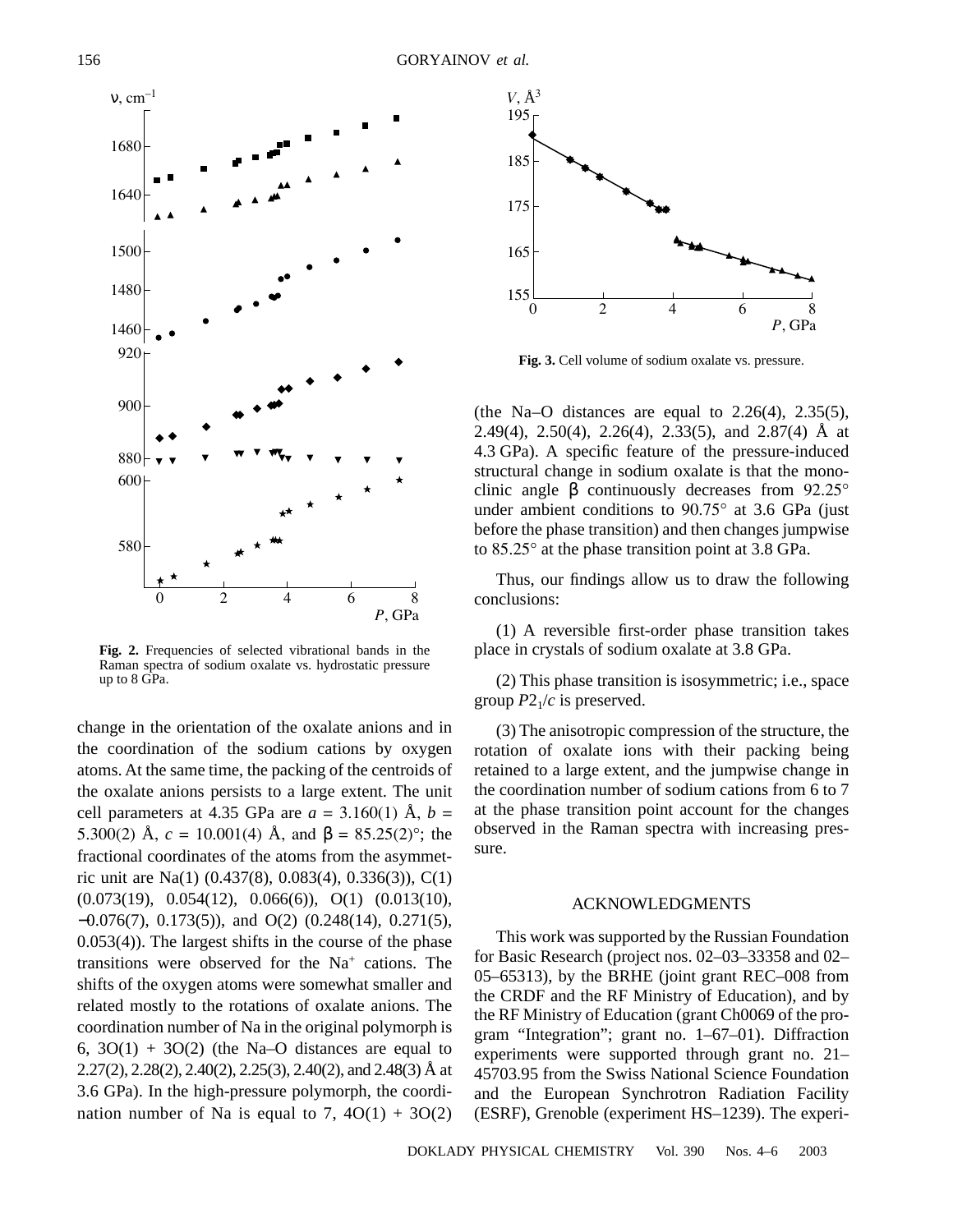Fig. 2. Frequencies of selected vibrational bands in the Raman spectra of sodium oxalate vs. hydrostatic pressure up to 8 GPa.

change in the orientation of the oxalate anions and in the coordination of the sodium cations by oxygen atoms. At the same time, the packing of the centroids of the oxalate anions persists to a large extent. The unit cell parameters at 4.35 GPa are $a$ = 3.160(1) Å, $b$ = 5.300(2) Å, $c$ = 10.001(4) Å, and $\beta$ = 85.25(2)°; the fractional coordinates of the atoms from the asymmetric unit are Na(1) (0.437(8), 0.083(4), 0.336(3)), C(1) (0.073(19), 0.054(12), 0.066(6)), O(1) (0.013(10), −0.076(7), 0.173(5)), and O(2) (0.248(14), 0.271(5), 0.053(4)). The largest shifts in the course of the phase transitions were observed for the $Na^+$ cations. The shifts of the oxygen atoms were somewhat smaller and related mostly to the rotations of oxalate anions. The coordination number of Na in the original polymorph is 6, 3O(1) + 3O(2) (the Na–O distances are equal to 2.27(2), 2.28(2), 2.40(2), 2.25(3), 2.40(2), and 2.48(3) Å at 3.6 GPa). In the high-pressure polymorph, the coordination number of Na is equal to 7, 4O(1) + 3O(2)

Fig. 3. Cell volume of sodium oxalate vs. pressure.

(the Na–O distances are equal to 2.26(4), 2.35(5), 2.49(4), 2.50(4), 2.26(4), 2.33(5), and 2.87(4) Å at 4.3 GPa). A specific feature of the pressure-induced structural change in sodium oxalate is that the monoclinic angle $\beta$ continuously decreases from 92.25° under ambient conditions to 90.75° at 3.6 GPa (just before the phase transition) and then changes jumpwise to 85.25° at the phase transition point at 3.8 GPa.

Thus, our findings allow us to draw the following conclusions:

(1) A reversible first-order phase transition takes place in crystals of sodium oxalate at 3.8 GPa.

(2) This phase transition is isosymmetric; i.e., space group $P2_1/c$ is preserved.

(3) The anisotropic compression of the structure, the rotation of oxalate ions with their packing being retained to a large extent, and the jumpwise change in the coordination number of sodium cations from 6 to 7 at the phase transition point account for the changes observed in the Raman spectra with increasing pressure.

## ACKNOWLEDGMENTS

This work was supported by the Russian Foundation for Basic Research (project nos. 02–03–33358 and 02–05–65313), by the BRHE (joint grant REC–008 from the CRDF and the RF Ministry of Education), and by the RF Ministry of Education (grant Ch0069 of the program "Integration"; grant no. 1–67–01). Diffraction experiments were supported through grant no. 21–45703.95 from the Swiss National Science Foundation and the European Synchrotron Radiation Facility (ESRF), Grenoble (experiment HS–1239). The experi-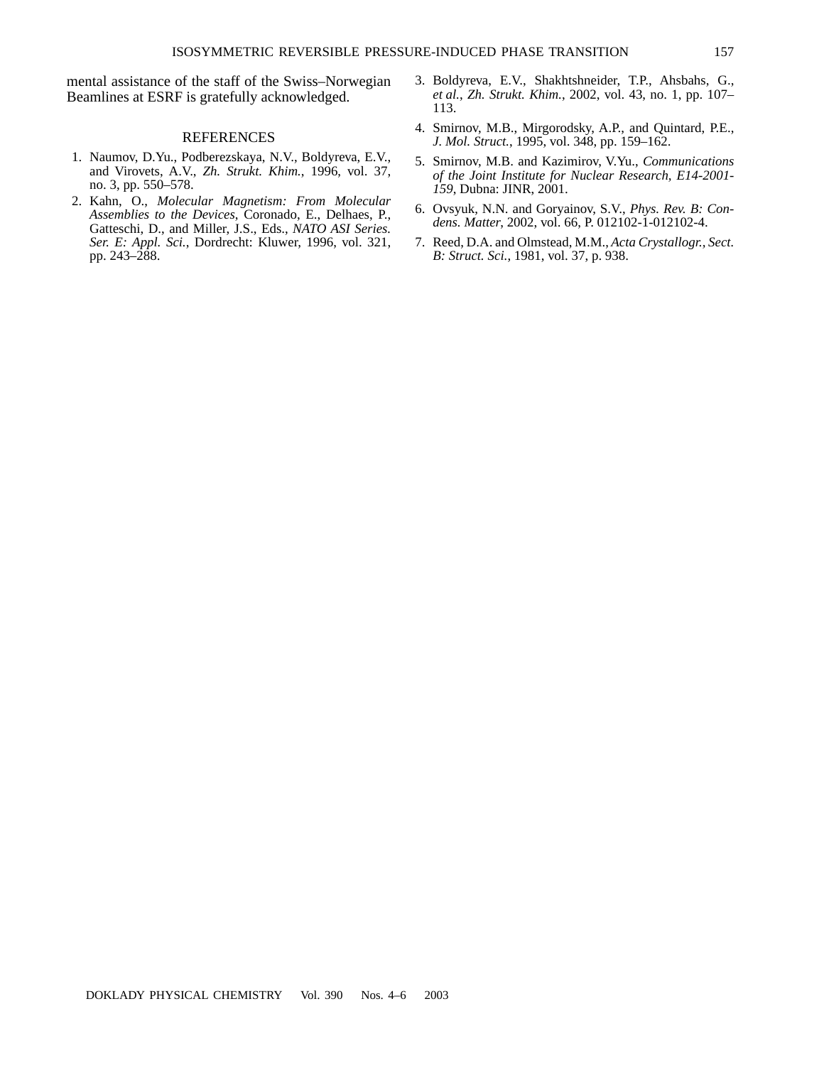mental assistance of the staff of the Swiss–Norwegian Beamlines at ESRF is gratefully acknowledged.

## REFERENCES

1. Naumov, D.Yu., Podberezskaya, N.V., Boldyreva, E.V., and Virovets, A.V., *Zh. Strukt. Khim.*, 1996, vol. 37, no. 3, pp. 550–578.
2. Kahn, O., *Molecular Magnetism: From Molecular Assemblies to the Devices*, Coronado, E., Delhaes, P., Gatteschi, D., and Miller, J.S., Eds., *NATO ASI Series. Ser. E: Appl. Sci.*, Dordrecht: Kluwer, 1996, vol. 321, pp. 243–288.
3. Boldyreva, E.V., Shakhtshneider, T.P., Ahsbahs, G., *et al.*, *Zh. Strukt. Khim.*, 2002, vol. 43, no. 1, pp. 107–113.
4. Smirnov, M.B., Mirgorodsky, A.P., and Quintard, P.E., *J. Mol. Struct.*, 1995, vol. 348, pp. 159–162.
5. Smirnov, M.B. and Kazimirov, V.Yu., *Communications of the Joint Institute for Nuclear Research, E14-2001-159*, Dubna: JINR, 2001.
6. Ovsyuk, N.N. and Goryainov, S.V., *Phys. Rev. B: Condens. Matter*, 2002, vol. 66, P. 012102-1-012102-4.
7. Reed, D.A. and Olmstead, M.M., *Acta Crystallogr., Sect. B: Struct. Sci.*, 1981, vol. 37, p. 938.